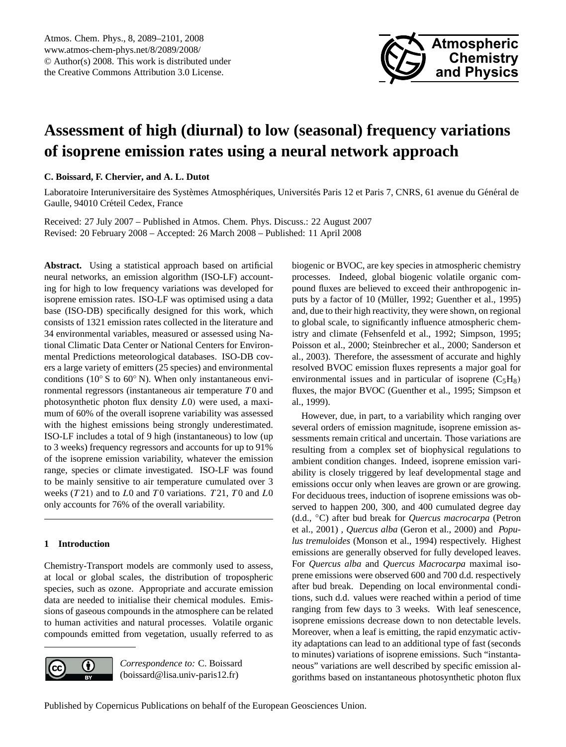# Assessment of high (diurnal) to low (seasonal) frequency variations of isoprene emission rates using a neural network approach

**C. Boissard, F. Chervier, and A. L. Dutot**

Laboratoire Interuniversitaire des Systèmes Atmosphériques, Universités Paris 12 et Paris 7, CNRS, 61 avenue du Général de Gaulle, 94010 Créteil Cedex, France

Received: 27 July 2007 – Published in Atmos. Chem. Phys. Discuss.: 22 August 2007
Revised: 20 February 2008 – Accepted: 26 March 2008 – Published: 11 April 2008

**Abstract.** Using a statistical approach based on artificial neural networks, an emission algorithm (ISO-LF) accounting for high to low frequency variations was developed for isoprene emission rates. ISO-LF was optimised using a data base (ISO-DB) specifically designed for this work, which consists of 1321 emission rates collected in the literature and 34 environmental variables, measured or assessed using National Climatic Data Center or National Centers for Environmental Predictions meteorological databases. ISO-DB covers a large variety of emitters (25 species) and environmental conditions (10° S to 60° N). When only instantaneous environmental regressors (instantaneous air temperature $T0$ and photosynthetic photon flux density $L0$) were used, a maximum of 60% of the overall isoprene variability was assessed with the highest emissions being strongly underestimated. ISO-LF includes a total of 9 high (instantaneous) to low (up to 3 weeks) frequency regressors and accounts for up to 91% of the isoprene emission variability, whatever the emission range, species or climate investigated. ISO-LF was found to be mainly sensitive to air temperature cumulated over 3 weeks ($T21$) and to $L0$ and $T0$ variations. $T21$, $T0$ and $L0$ only accounts for 76% of the overall variability.

## 1 Introduction

Chemistry-Transport models are commonly used to assess, at local or global scales, the distribution of tropospheric species, such as ozone. Appropriate and accurate emission data are needed to initialise their chemical modules. Emissions of gaseous compounds in the atmosphere can be related to human activities and natural processes. Volatile organic compounds emitted from vegetation, usually referred to as biogenic or BVOC, are key species in atmospheric chemistry processes. Indeed, global biogenic volatile organic compound fluxes are believed to exceed their anthropogenic inputs by a factor of 10 (Müller, 1992; Guenther et al., 1995) and, due to their high reactivity, they were shown, on regional to global scale, to significantly influence atmospheric chemistry and climate (Fehsenfeld et al., 1992; Simpson, 1995; Poisson et al., 2000; Steinbrecher et al., 2000; Sanderson et al., 2003). Therefore, the assessment of accurate and highly resolved BVOC emission fluxes represents a major goal for environmental issues and in particular of isoprene ($C_5H_8$) fluxes, the major BVOC (Guenther et al., 1995; Simpson et al., 1999).

However, due, in part, to a variability which ranging over several orders of emission magnitude, isoprene emission assessments remain critical and uncertain. Those variations are resulting from a complex set of biophysical regulations to ambient condition changes. Indeed, isoprene emission variability is closely triggered by leaf developmental stage and emissions occur only when leaves are grown or are growing. For deciduous trees, induction of isoprene emissions was observed to happen 200, 300, and 400 cumulated degree day (d.d., °C) after bud break for *Quercus macrocarpa* (Petron et al., 2001) , *Quercus alba* (Geron et al., 2000) and *Populus tremuloides* (Monson et al., 1994) respectively. Highest emissions are generally observed for fully developed leaves. For *Quercus alba* and *Quercus Macrocarpa* maximal isoprene emissions were observed 600 and 700 d.d. respectively after bud break. Depending on local environmental conditions, such d.d. values were reached within a period of time ranging from few days to 3 weeks. With leaf senescence, isoprene emissions decrease down to non detectable levels. Moreover, when a leaf is emitting, the rapid enzymatic activity adaptations can lead to an additional type of fast (seconds to minutes) variations of isoprene emissions. Such "instantaneous" variations are well described by specific emission algorithms based on instantaneous photosynthetic photon flux

*Correspondence to:* C. Boissard (boissard@lisa.univ-paris12.fr)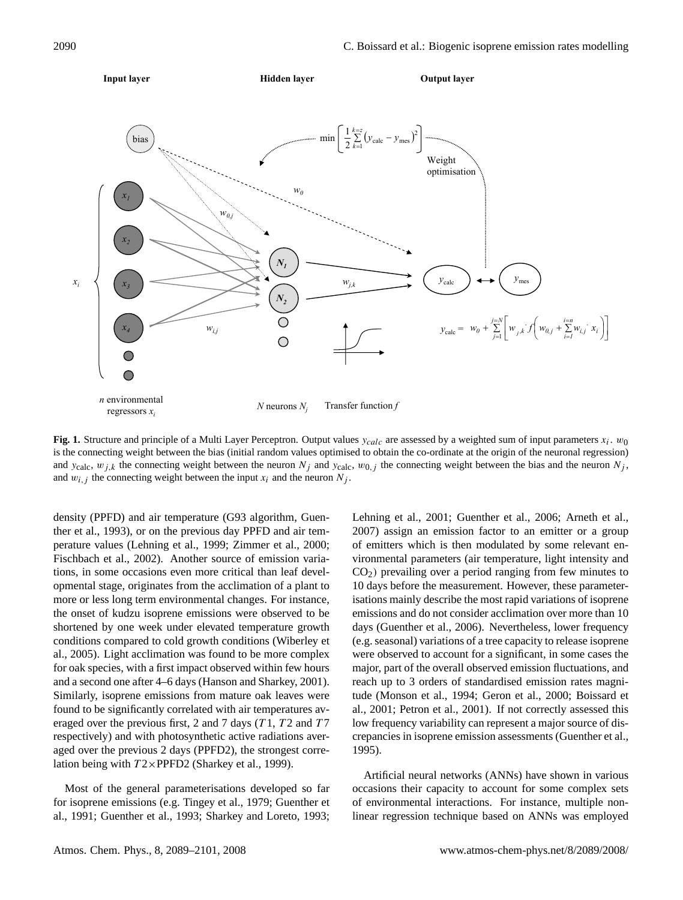**Fig. 1.** Structure and principle of a Multi Layer Perceptron. Output values $y_{calc}$ are assessed by a weighted sum of input parameters $x_i$. $w_0$ is the connecting weight between the bias (initial random values optimised to obtain the co-ordinate at the origin of the neuronal regression) and $y_{\text{calc}}$, $w_{j,k}$ the connecting weight between the neuron $N_j$ and $y_{\text{calc}}$, $w_{0,j}$ the connecting weight between the bias and the neuron $N_j$, and $w_{i,j}$ the connecting weight between the input $x_i$ and the neuron $N_j$.

density (PPFD) and air temperature (G93 algorithm, Guenther et al., 1993), or on the previous day PPFD and air temperature values (Lehning et al., 1999; Zimmer et al., 2000; Fischbach et al., 2002). Another source of emission variations, in some occasions even more critical than leaf developmental stage, originates from the acclimation of a plant to more or less long term environmental changes. For instance, the onset of kudzu isoprene emissions were observed to be shortened by one week under elevated temperature growth conditions compared to cold growth conditions (Wiberley et al., 2005). Light acclimation was found to be more complex for oak species, with a first impact observed within few hours and a second one after 4–6 days (Hanson and Sharkey, 2001). Similarly, isoprene emissions from mature oak leaves were found to be significantly correlated with air temperatures averaged over the previous first, 2 and 7 days ($T1$, $T2$ and $T7$ respectively) and with photosynthetic active radiations averaged over the previous 2 days (PPFD2), the strongest correlation being with $T2\times$PPFD2 (Sharkey et al., 1999).

Most of the general parameterisations developed so far for isoprene emissions (e.g. Tingey et al., 1979; Guenther et al., 1991; Guenther et al., 1993; Sharkey and Loreto, 1993; Lehning et al., 2001; Guenther et al., 2006; Arneth et al., 2007) assign an emission factor to an emitter or a group of emitters which is then modulated by some relevant environmental parameters (air temperature, light intensity and $CO_2$) prevailing over a period ranging from few minutes to 10 days before the measurement. However, these parameterisations mainly describe the most rapid variations of isoprene emissions and do not consider acclimation over more than 10 days (Guenther et al., 2006). Nevertheless, lower frequency (e.g. seasonal) variations of a tree capacity to release isoprene were observed to account for a significant, in some cases the major, part of the overall observed emission fluctuations, and reach up to 3 orders of standardised emission rates magnitude (Monson et al., 1994; Geron et al., 2000; Boissard et al., 2001; Petron et al., 2001). If not correctly assessed this low frequency variability can represent a major source of discrepancies in isoprene emission assessments (Guenther et al., 1995).

Artificial neural networks (ANNs) have shown in various occasions their capacity to account for some complex sets of environmental interactions. For instance, multiple nonlinear regression technique based on ANNs was employed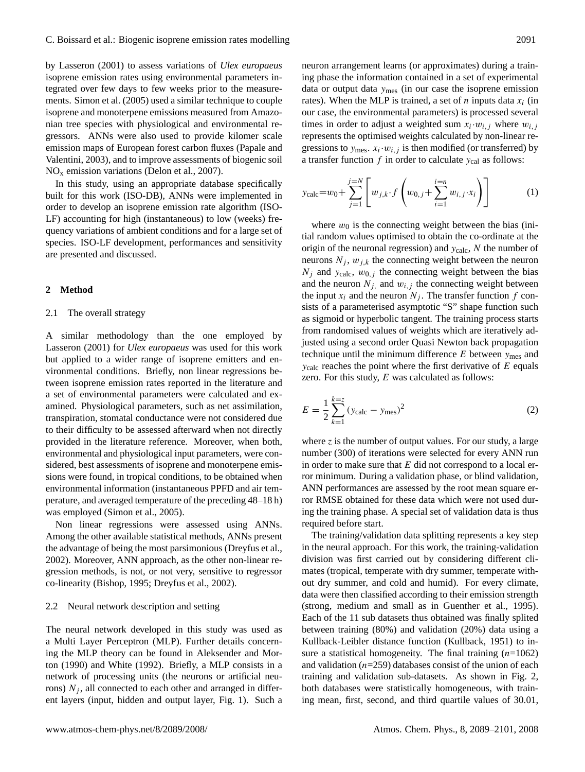by Lasseron (2001) to assess variations of *Ulex europaeus* isoprene emission rates using environmental parameters integrated over few days to few weeks prior to the measurements. Simon et al. (2005) used a similar technique to couple isoprene and monoterpene emissions measured from Amazonian tree species with physiological and environmental regressors. ANNs were also used to provide kilomer scale emission maps of European forest carbon fluxes (Papale and Valentini, 2003), and to improve assessments of biogenic soil $NO_x$ emission variations (Delon et al., 2007).

In this study, using an appropriate database specifically built for this work (ISO-DB), ANNs were implemented in order to develop an isoprene emission rate algorithm (ISO-LF) accounting for high (instantaneous) to low (weeks) frequency variations of ambient conditions and for a large set of species. ISO-LF development, performances and sensitivity are presented and discussed.

## 2 Method

### 2.1 The overall strategy

A similar methodology than the one employed by Lasseron (2001) for *Ulex europaeus* was used for this work but applied to a wider range of isoprene emitters and environmental conditions. Briefly, non linear regressions between isoprene emission rates reported in the literature and a set of environmental parameters were calculated and examined. Physiological parameters, such as net assimilation, transpiration, stomatal conductance were not considered due to their difficulty to be assessed afterward when not directly provided in the literature reference. Moreover, when both, environmental and physiological input parameters, were considered, best assessments of isoprene and monoterpene emissions were found, in tropical conditions, to be obtained when environmental information (instantaneous PPFD and air temperature, and averaged temperature of the preceding 48–18 h) was employed (Simon et al., 2005).

Non linear regressions were assessed using ANNs. Among the other available statistical methods, ANNs present the advantage of being the most parsimonious (Dreyfus et al., 2002). Moreover, ANN approach, as the other non-linear regression methods, is not, or not very, sensitive to regressor co-linearity (Bishop, 1995; Dreyfus et al., 2002).

### 2.2 Neural network description and setting

The neural network developed in this study was used as a Multi Layer Perceptron (MLP). Further details concerning the MLP theory can be found in Aleksender and Morton (1990) and White (1992). Briefly, a MLP consists in a network of processing units (the neurons or artificial neurons) $N_j$, all connected to each other and arranged in different layers (input, hidden and output layer, Fig. 1). Such a neuron arrangement learns (or approximates) during a training phase the information contained in a set of experimental data or output data $y_{\text{mes}}$ (in our case the isoprene emission rates). When the MLP is trained, a set of $n$ inputs data $x_i$ (in our case, the environmental parameters) is processed several times in order to adjust a weighted sum $x_i \cdot w_{i,j}$ where $w_{i,j}$ represents the optimised weights calculated by non-linear regressions to $y_{\text{mes}}$. $x_i \cdot w_{i,j}$ is then modified (or transferred) by a transfer function $f$ in order to calculate $y_{\text{cal}}$ as follows:

$$y_{\text{calc}} = w_0 + \sum_{j=1}^{j=N} \left[ w_{j,k} \cdot f \left( w_{0,j} + \sum_{i=1}^{i=n} w_{i,j} \cdot x_i \right) \right] \tag{1}$$

where $w_0$ is the connecting weight between the bias (initial random values optimised to obtain the co-ordinate at the origin of the neuronal regression) and $y_{\text{calc}}$, $N$ the number of neurons $N_j$, $w_{j,k}$ the connecting weight between the neuron $N_j$ and $y_{\text{calc}}$, $w_{0,j}$ the connecting weight between the bias and the neuron $N_j$, and $w_{i,j}$ the connecting weight between the input $x_i$ and the neuron $N_j$. The transfer function $f$ consists of a parameterised asymptotic "S" shape function such as sigmoid or hyperbolic tangent. The training process starts from randomised values of weights which are iteratively adjusted using a second order Quasi Newton back propagation technique until the minimum difference $E$ between $y_{\text{mes}}$ and $y_{\text{calc}}$ reaches the point where the first derivative of $E$ equals zero. For this study, $E$ was calculated as follows:

$$E = \frac{1}{2} \sum_{k=1}^{k=z} (y_{\text{calc}} - y_{\text{mes}})^2 \tag{2}$$

where $z$ is the number of output values. For our study, a large number (300) of iterations were selected for every ANN run in order to make sure that $E$ did not correspond to a local error minimum. During a validation phase, or blind validation, ANN performances are assessed by the root mean square error RMSE obtained for these data which were not used during the training phase. A special set of validation data is thus required before start.

The training/validation data splitting represents a key step in the neural approach. For this work, the training-validation division was first carried out by considering different climates (tropical, temperate with dry summer, temperate without dry summer, and cold and humid). For every climate, data were then classified according to their emission strength (strong, medium and small as in Guenther et al., 1995). Each of the 11 sub datasets thus obtained was finally splited between training (80%) and validation (20%) data using a Kullback-Leibler distance function (Kullback, 1951) to insure a statistical homogeneity. The final training ($n$=1062) and validation ($n$=259) databases consist of the union of each training and validation sub-datasets. As shown in Fig. 2, both databases were statistically homogeneous, with training mean, first, second, and third quartile values of 30.01,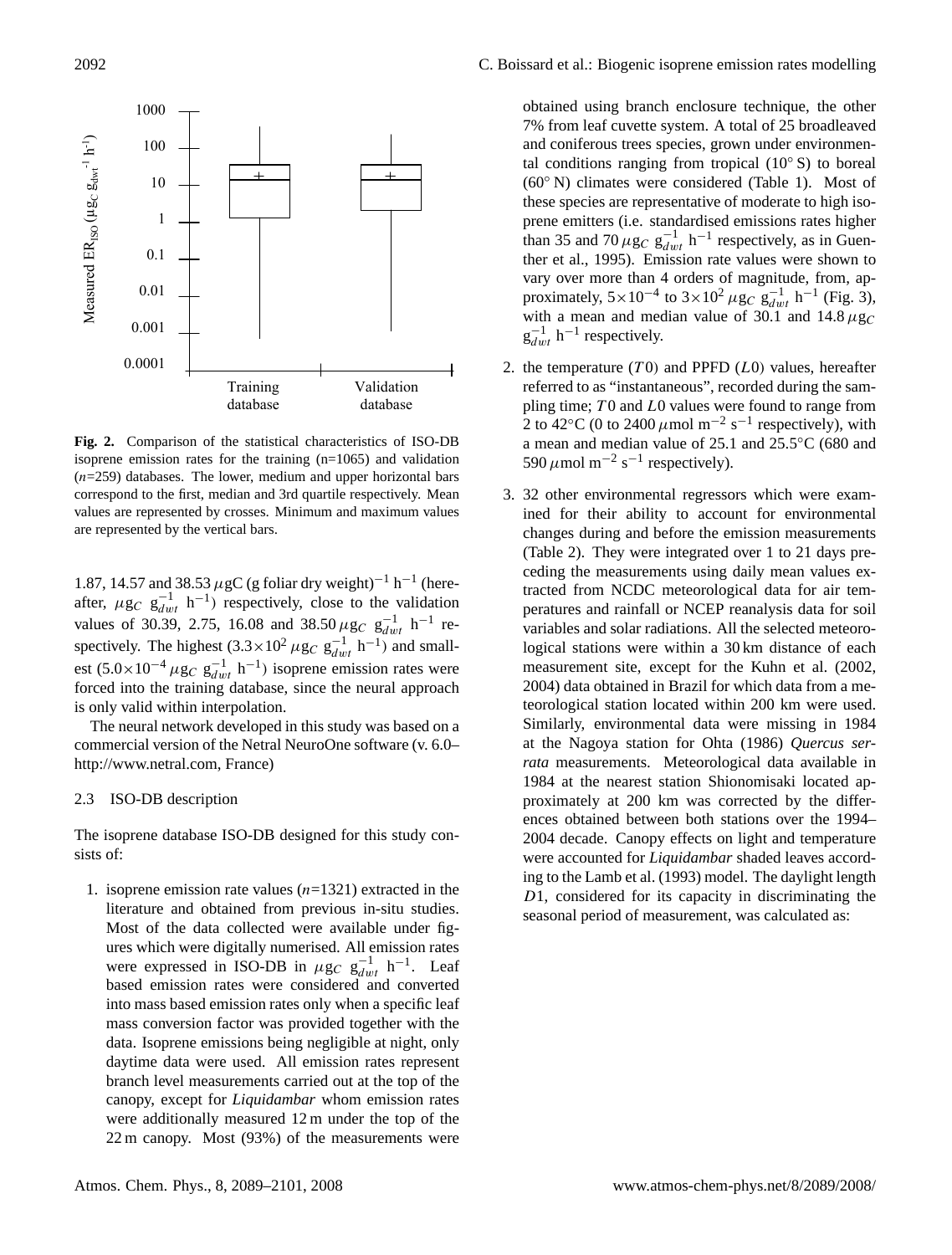Fig. 2. Comparison of the statistical characteristics of ISO-DB isoprene emission rates for the training (n=1065) and validation ($n$=259) databases. The lower, median and upper horizontal bars correspond to the first, median and 3rd quartile respectively. Mean values are represented by crosses. Minimum and maximum values are represented by the vertical bars.

1.87, 14.57 and 38.53 $\mu$gC (g foliar dry weight)$^{-1}$ h$^{-1}$ (hereafter, $\mu g_C\ g_{dwt}^{-1}\ h^{-1}$) respectively, close to the validation values of 30.39, 2.75, 16.08 and 38.50 $\mu g_C\ g_{dwt}^{-1}\ h^{-1}$ respectively. The highest ($3.3\times10^2\ \mu g_C\ g_{dwt}^{-1}\ h^{-1}$) and smallest ($5.0\times10^{-4}\ \mu g_C\ g_{dwt}^{-1}\ h^{-1}$) isoprene emission rates were forced into the training database, since the neural approach is only valid within interpolation.

The neural network developed in this study was based on a commercial version of the Netral NeuroOne software (v. 6.0– http://www.netral.com, France)

### 2.3 ISO-DB description

The isoprene database ISO-DB designed for this study consists of:

1. isoprene emission rate values ($n$=1321) extracted in the literature and obtained from previous in-situ studies. Most of the data collected were available under figures which were digitally numerised. All emission rates were expressed in ISO-DB in $\mu g_C\ g_{dwt}^{-1}\ h^{-1}$. Leaf based emission rates were considered and converted into mass based emission rates only when a specific leaf mass conversion factor was provided together with the data. Isoprene emissions being negligible at night, only daytime data were used. All emission rates represent branch level measurements carried out at the top of the canopy, except for *Liquidambar* whom emission rates were additionally measured 12 m under the top of the 22 m canopy. Most (93%) of the measurements were obtained using branch enclosure technique, the other 7% from leaf cuvette system. A total of 25 broadleaved and coniferous trees species, grown under environmental conditions ranging from tropical (10° S) to boreal (60° N) climates were considered (Table 1). Most of these species are representative of moderate to high isoprene emitters (i.e. standardised emissions rates higher than 35 and 70 $\mu g_C\ g_{dwt}^{-1}\ h^{-1}$ respectively, as in Guenther et al., 1995). Emission rate values were shown to vary over more than 4 orders of magnitude, from, approximately, $5\times10^{-4}$ to $3\times10^2\ \mu g_C\ g_{dwt}^{-1}\ h^{-1}$ (Fig. 3), with a mean and median value of 30.1 and 14.8 $\mu g_C\ g_{dwt}^{-1}\ h^{-1}$ respectively.

2. the temperature ($T0$) and PPFD ($L0$) values, hereafter referred to as "instantaneous", recorded during the sampling time; $T0$ and $L0$ values were found to range from 2 to 42°C (0 to 2400 $\mu$mol m$^{-2}$ s$^{-1}$ respectively), with a mean and median value of 25.1 and 25.5°C (680 and 590 $\mu$mol m$^{-2}$ s$^{-1}$ respectively).

3. 32 other environmental regressors which were examined for their ability to account for environmental changes during and before the emission measurements (Table 2). They were integrated over 1 to 21 days preceding the measurements using daily mean values extracted from NCDC meteorological data for air temperatures and rainfall or NCEP reanalysis data for soil variables and solar radiations. All the selected meteorological stations were within a 30 km distance of each measurement site, except for the Kuhn et al. (2002, 2004) data obtained in Brazil for which data from a meteorological station located within 200 km were used. Similarly, environmental data were missing in 1984 at the Nagoya station for Ohta (1986) *Quercus serrata* measurements. Meteorological data available in 1984 at the nearest station Shionomisaki located approximately at 200 km was corrected by the differences obtained between both stations over the 1994–2004 decade. Canopy effects on light and temperature were accounted for *Liquidambar* shaded leaves according to the Lamb et al. (1993) model. The daylight length $D1$, considered for its capacity in discriminating the seasonal period of measurement, was calculated as: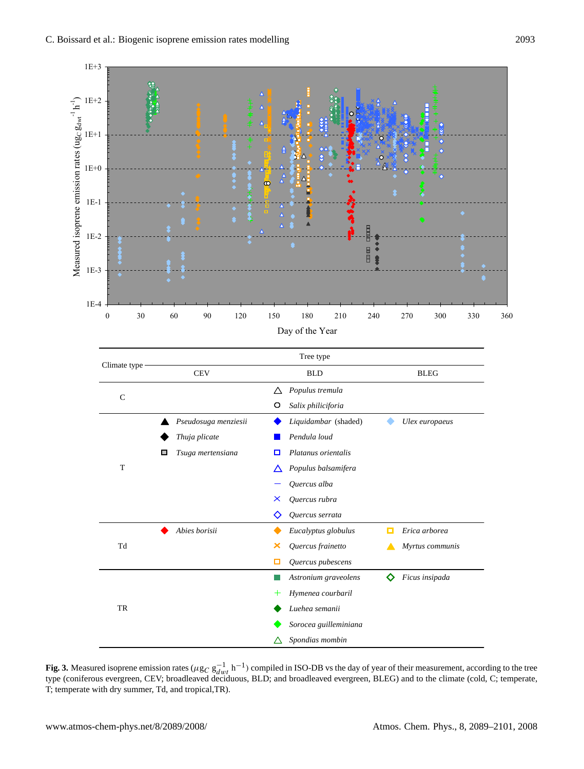| Climate type | Tree type | | |
|---|---|---|---|
| | CEV | BLD | BLEG |
| C | | △ *Populus tremula* | |
| | | ○ *Salix philicifolia* | |
| T | ▲ *Pseudosuga menziesii* | ◆ *Liquidambar* (shaded) | ◆ *Ulex europaeus* |
| | ◆ *Thuja plicate* | ■ *Pendula loud* | |
| | ▣ *Tsuga mertensiana* | □ *Platanus orientalis* | |
| | | △ *Populus balsamifera* | |
| | | — *Quercus alba* | |
| | | × *Quercus rubra* | |
| | | ◇ *Quercus serrata* | |
| Td | ◆ *Abies borisii* | ◆ *Eucalyptus globulus* | □ *Erica arborea* |
| | | × *Quercus frainetto* | ▲ *Myrtus communis* |
| | | □ *Quercus pubescens* | |
| TR | | ■ *Astronium graveolens* | ◇ *Ficus insipada* |
| | | + *Hymenea courbaril* | |
| | | ◆ *Luehea semanii* | |
| | | ◆ *Sorocea guilleminiana* | |
| | | △ *Spondias mombin* | |

**Fig. 3.** Measured isoprene emission rates ($\mu g_C\ g_{dwt}^{-1}\ h^{-1}$) compiled in ISO-DB vs the day of year of their measurement, according to the tree type (coniferous evergreen, CEV; broadleaved deciduous, BLD; and broadleaved evergreen, BLEG) and to the climate (cold, C; temperate, T; temperate with dry summer, Td, and tropical,TR).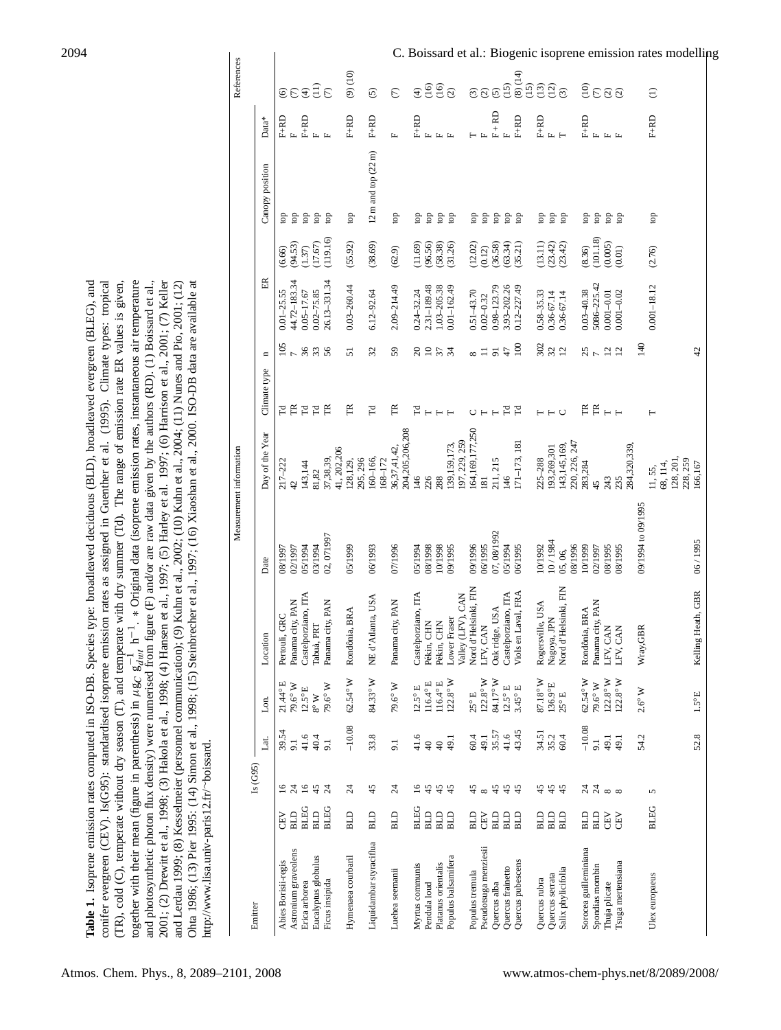**Table 1.** Isoprene emission rates computed in ISO-DB. Species type: broadleaved deciduous (BLD), broadleaved evergreen (BLEG), and conifer evergreen (CEV). Is(G95): standardised isoprene emission rates as assigned in Guenther et al. (1995). Climate types: tropical (TR), cold (C), temperate without dry season (T), and temperate with dry summer (Td). The range of emission rate ER values is given, together with their mean (figure in parenthesis) in $\mu g_C\ g_{dwt}^{-1}\ h^{-1}$. * Original data (isoprene emission rates, instantaneous air temperature and photosynthetic photon flux density) were numerised from figure (F) and/or are raw data given by the authors (RD). (1) Boissard et al., 2001; (2) Drewitt et al., 1998; (3) Hakola et al., 1998; (4) Hansen et al., 1997; (5) Harley et al. 1997; (6) Harrison et al., 2001; (7) Keller and Lerdau 1999; (8) Kesselmeier (personnel communication); (9) Kuhn et al., 2002; (10) Kuhn et al., 2004; (11) Nunes and Pio, 2001; (12) Ohta 1986; (13) Pier 1995; (14) Simon et al., 1998; (15) Steinbrecher et al., 1997; (16) Xiaoshan et al., 2000. ISO-DB data are available at http://www.lisa.univ-paris12.fr/~boissard.

| Emitter | | Is(G95) | Measurement information | | | | | | | | | | References |
|---|---|---|---|---|---|---|---|---|---|---|---|---|---|
| | | | Lat. | Lon. | Location | Date | Day of the Year | Climate type | n | ER | Canopy position | Data* | |
| Abies Borisii-regis | CEV | 16 | 39.54 | 21.44° E | Pertouli, GRC | 08/1997 | 217–222 | Td | 105 | 0.01–25.55 (6.66) | top | F+RD | (6) |
| Astronium graveolens | BLD | 24 | 9.1 | 79.6° W | Panama city, PAN | 02/1997 | 42 | TR | 7 | 44.72–183.34 (94.53) | top | F | (7) |
| Erica arborea | BLEG | 16 | 41.6 | 12.5° E | Castelporziano, ITA | 05/1994 | 143,144 | Td | 36 | 0.05–17.67 (1.37) | top | F+RD | (4) |
| Eucalyptus globulus | BLD | 45 | 40.4 | 8° W | Tabuà, PRT | 03/1994 | 81,82 | Td | 33 | 0.02–75.85 (17.67) | top | F | (11) |
| Ficus insipida | BLEG | 24 | 9.1 | 79.6° W | Panama city, PAN | 02, 07/1997 | 37,38,39, 41, 202,206 | TR | 56 | 26.13–331.34 (119.16) | top | F | (7) |
| Hymenaea courbaril | BLD | 24 | −10.08 | 62.54° W | Rondônia, BRA | 05/1999 | 128,129, 295, 296 | TR | 51 | 0.03–260.44 (55.92) | top | F+RD | (9) (10) |
| Liquidambar styraciflua | BLD | 45 | 33.8 | 84.33° W | NE d'Atlanta, USA | 06/1993 | 160–166, 168–172 | Td | 32 | 6.12–92.64 (38.69) | 12 m and top (22 m) | F+RD | (5) |
| Luehea seemanii | BLD | 24 | 9.1 | 79.6° W | Panama city, PAN | 07/1996 | 36,37,41,42, 204,205,206,208 | TR | 59 | 2.09–214.49 (62.9) | top | F | (7) |
| Myrtus communis | BLEG | 16 | 41.6 | 12.5° E | Castelporziano, ITA | 05/1994 | 146 | Td | 20 | 0.24–32.24 (11.69) | top | F+RD | (4) |
| Pendula loud | BLD | 45 | 40 | 116.4° E | Pékin, CHN | 08/1998 | 226 | T | 10 | 2.31–189.48 (96.56) | top | F | (16) |
| Platanus orientalis | BLD | 45 | 40 | 116.4° E | Pékin, CHN | 10/1998 | 288 | T | 37 | 1.03–205.38 (58.38) | top | F | (16) |
| Populus balsamifera | BLD | 45 | 49.1 | 122.8° W | Lower Fraser Valley (LFV), CAN | 09/1995 | 139,159,173, 197, 229, 259 | T | 34 | 0.01–162.49 (31.26) | top | F | (2) |
| Populus tremula | BLD | 45 | 60.4 | 25° E | Nord d'Helsinki, FIN | 09/1996 | 164,169,177,250 | C | 8 | 0.51–43.70 (12.02) | top | T | (3) |
| Pseudotsuga menziesii | CEV | 8 | 49.1 | 122.8° W | LFV, CAN | 06/1995 | 181 | T | 11 | 0.02–0.32 (0.12) | top | F | (2) |
| Quercus alba | BLD | 45 | 35.57 | 84.17° W | Oak ridge, USA | 07, 08/1992 | 211, 215 | T | 91 | 0.98–123.79 (36.58) | top | F + RD | (5) |
| Quercus frainetto | BLD | 45 | 41.6 | 12.5° E | Castelporziano, ITA | 05/1994 | 146 | Td | 47 | 3.93–202.26 (63.34) | top | F | (15) |
| Quercus pubescens | BLD | 45 | 43.45 | 3.45° E | Viols en Laval, FRA | 06/1995 | 171–173, 181 | Td | 100 | 0.12–227.49 (35.21) | top | F+RD | (8) (14) (15) |
| Quercus rubra | BLD | 45 | 34.51 | 87.18° W | Rogersville, USA | 10/1992 | 225–288 | T | 302 | 0.58–35.33 (13.11) | top | F+RD | (13) |
| Quercus serrata | BLD | 45 | 35.2 | 136.9° E | Nagoya, JPN | 10 / 1984 | 193,269,301 | T | 32 | 0.36–67.14 (23.42) | top | F | (12) |
| Salix phylicifolia | BLD | 45 | 60.4 | 25° E | Nord d'Helsinki, FIN | 05, 06, 08/1996 | 143,145,169, 220, 226, 247 | C | 12 | 0.36–67.14 (23.42) | top | T | (3) |
| Sorocea guilleminiana | BLD | 24 | −10.08 | 62.54° W | Rondônia, BRA | 10/1999 | 283,284 | TR | 25 | 0.03–40.38 (8.36) | top | F+RD | (10) |
| Spondias mombin | BLD | 24 | 9.1 | 79.6° W | Panama city, PAN | 02/1997 | 45 | TR | 7 | 5086–225.42 (101.18) | top | F | (7) |
| Thuja plicate | CEV | 8 | 49.1 | 122.8° W | LFV, CAN | 08/1995 | 243 | T | 12 | 0.001–0.01 (0.005) | top | F | (2) |
| Tsuga mertensiana | CEV | 8 | 49.1 | 122.8° W | LFV, CAN | 08/1995 | 235 | T | 12 | 0.001–0.02 (0.01) | top | F | (2) |
| Ulex europaeus | BLEG | 5 | 54.2 | 2.6° W | Wray,GBR | 09/1994 to 09/1995 | 284,320,339, 11, 55, 68, 114, 128, 201, 228, 259 | T | 140 | 0.001–18.12 (2.76) | top | F+RD | (1) |
| | | | 52.8 | 1.5°E | Kelling Heath, GBR | 06 / 1995 | 166,167 | | 42 | | | | |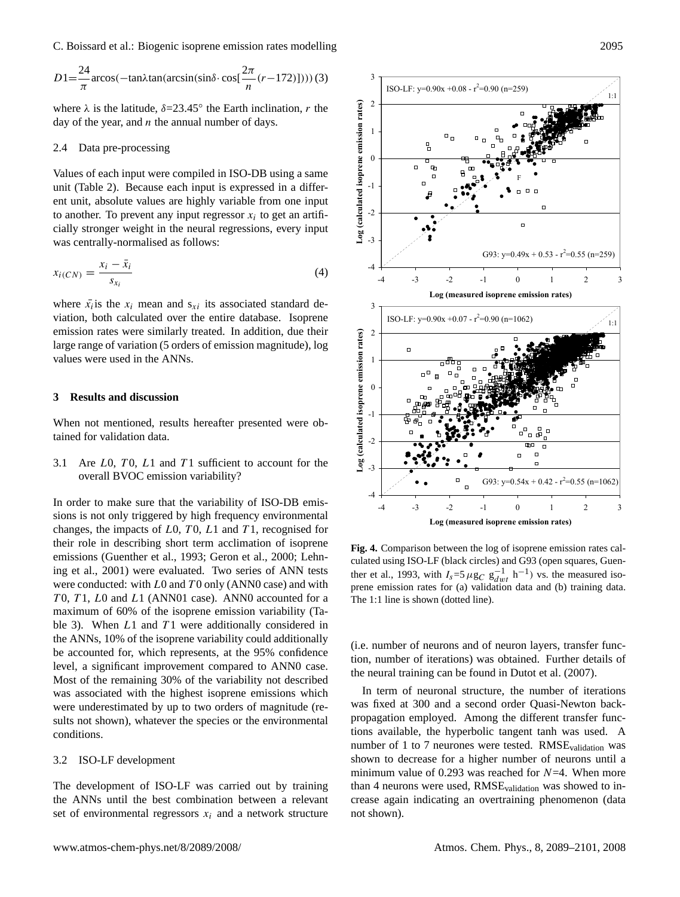$$D1 = \frac{24}{\pi} \arccos(-\tan\lambda \tan(\arcsin(\sin\delta \cdot \cos[\frac{2\pi}{n}(r-172)]))) \quad (3)$$

where $\lambda$ is the latitude, $\delta$=23.45° the Earth inclination, $r$ the day of the year, and $n$ the annual number of days.

### 2.4 Data pre-processing

Values of each input were compiled in ISO-DB using a same unit (Table 2). Because each input is expressed in a different unit, absolute values are highly variable from one input to another. To prevent any input regressor $x_i$ to get an artificially stronger weight in the neural regressions, every input was centrally-normalised as follows:

$$x_{i(CN)} = \frac{x_i - \bar{x}_i}{s_{x_i}} \quad (4)$$

where $\bar{x}_i$ is the $x_i$ mean and $s_{xi}$ its associated standard deviation, both calculated over the entire database. Isoprene emission rates were similarly treated. In addition, due their large range of variation (5 orders of emission magnitude), log values were used in the ANNs.

## 3 Results and discussion

When not mentioned, results hereafter presented were obtained for validation data.

### 3.1 Are $L0$, $T0$, $L1$ and $T1$ sufficient to account for the overall BVOC emission variability?

In order to make sure that the variability of ISO-DB emissions is not only triggered by high frequency environmental changes, the impacts of $L0$, $T0$, $L1$ and $T1$, recognised for their role in describing short term acclimation of isoprene emissions (Guenther et al., 1993; Geron et al., 2000; Lehning et al., 2001) were evaluated. Two series of ANN tests were conducted: with $L0$ and $T0$ only (ANN0 case) and with $T0$, $T1$, $L0$ and $L1$ (ANN01 case). ANN0 accounted for a maximum of 60% of the isoprene emission variability (Table 3). When $L1$ and $T1$ were additionally considered in the ANNs, 10% of the isoprene variability could additionally be accounted for, which represents, at the 95% confidence level, a significant improvement compared to ANN0 case. Most of the remaining 30% of the variability not described was associated with the highest isoprene emissions which were underestimated by up to two orders of magnitude (results not shown), whatever the species or the environmental conditions.

### 3.2 ISO-LF development

The development of ISO-LF was carried out by training the ANNs until the best combination between a relevant set of environmental regressors $x_i$ and a network structure (i.e. number of neurons and of neuron layers, transfer function, number of iterations) was obtained. Further details of the neural training can be found in Dutot et al. (2007).

In term of neuronal structure, the number of iterations was fixed at 300 and a second order Quasi-Newton backpropagation employed. Among the different transfer functions available, the hyperbolic tangent tanh was used. A number of 1 to 7 neurones were tested. $\text{RMSE}_{\text{validation}}$ was shown to decrease for a higher number of neurons until a minimum value of 0.293 was reached for $N$=4. When more than 4 neurons were used, $\text{RMSE}_{\text{validation}}$ was showed to increase again indicating an overtraining phenomenon (data not shown).

**Fig. 4.** Comparison between the log of isoprene emission rates calculated using ISO-LF (black circles) and G93 (open squares, Guenther et al., 1993, with $I_s$=5 $\mu g_C$ $g_{dwt}^{-1}$ $h^{-1}$) vs. the measured isoprene emission rates for (a) validation data and (b) training data. The 1:1 line is shown (dotted line).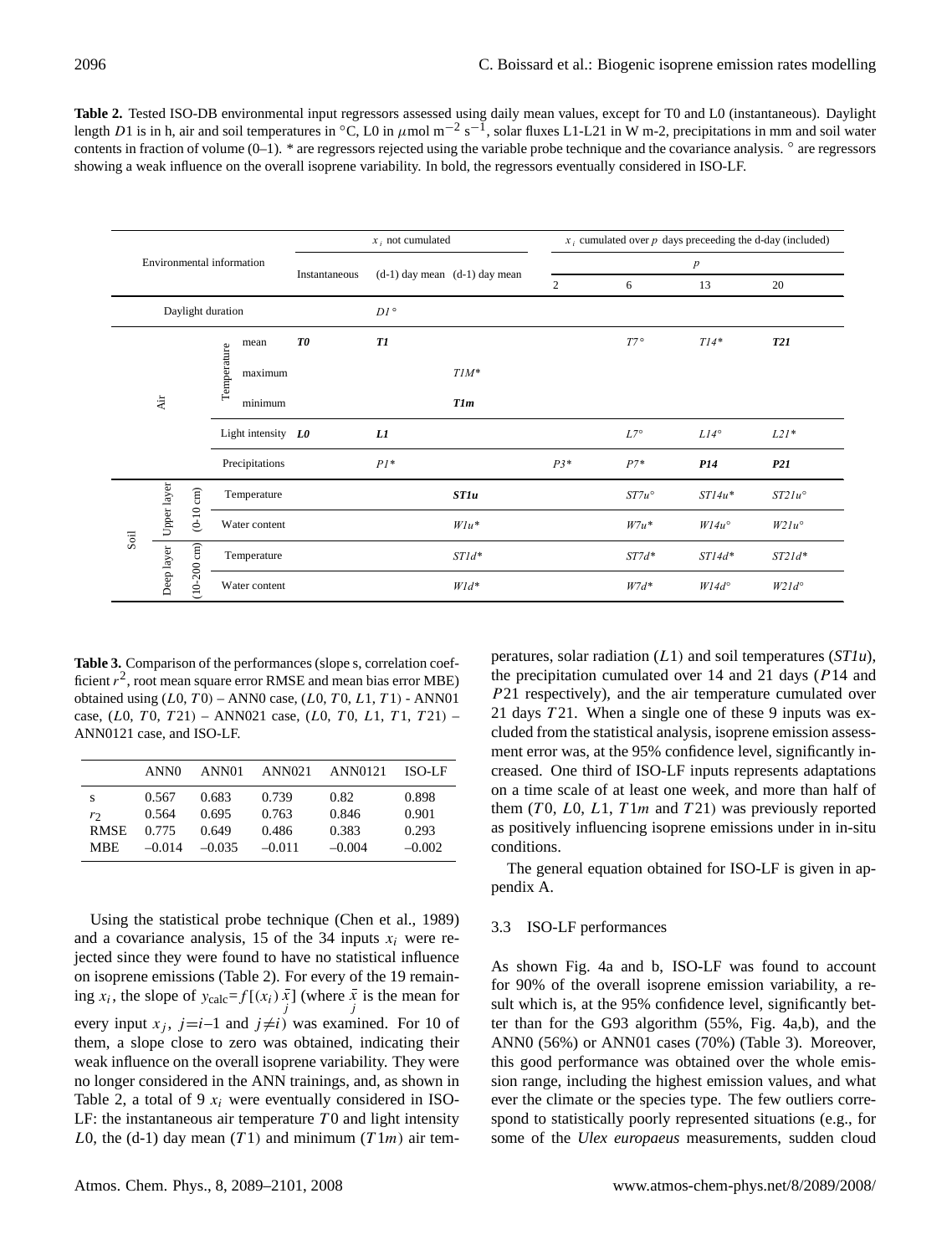**Table 2.** Tested ISO-DB environmental input regressors assessed using daily mean values, except for T0 and L0 (instantaneous). Daylight length $D1$ is in h, air and soil temperatures in °C, L0 in $\mu$mol m$^{-2}$ s$^{-1}$, solar fluxes L1-L21 in W m-2, precipitations in mm and soil water contents in fraction of volume (0–1). * are regressors rejected using the variable probe technique and the covariance analysis. ° are regressors showing a weak influence on the overall isoprene variability. In bold, the regressors eventually considered in ISO-LF.

| Environmental information | | | | $x_i$ not cumulated | | | $x_i$ cumulated over $p$ days preceeding the d-day (included) | | | |
|---|---|---|---|---|---|---|---|---|---|---|
| | | | | Instantaneous | (d-1) day mean | (d-1) day mean | $p$ | | | |
| | | | | | | | 2 | 6 | 13 | 20 |
| Daylight duration | | | | | *D1°* | | | | | |
| Air | | Temperature | mean | ***T0*** | ***T1*** | | | *T7°* | *T14** | ***T21*** |
| | | | maximum | | | *T1M** | | | | |
| | | | minimum | | | ***T1m*** | | | | |
| | | Light intensity | | ***L0*** | ***L1*** | | | *L7°* | *L14°* | *L21** |
| | | Precipitations | | | *P1** | | *P3** | *P7** | ***P14*** | ***P21*** |
| Soil | Upper layer (0-10 cm) | Temperature | | | | ***ST1u*** | | *ST7u°* | *ST14u** | *ST21u°* |
| | | Water content | | | | *W1u** | | *W7u** | *W14u°* | *W21u°* |
| | Deep layer (10-200 cm) | Temperature | | | | *ST1d** | | *ST7d** | *ST14d** | *ST21d** |
| | | Water content | | | | *W1d** | | *W7d** | *W14d°* | *W21d°* |

**Table 3.** Comparison of the performances (slope s, correlation coefficient $r^2$, root mean square error RMSE and mean bias error MBE) obtained using ($L0$, $T0$) – ANN0 case, ($L0$, $T0$, $L1$, $T1$) - ANN01 case, ($L0$, $T0$, $T21$) – ANN021 case, ($L0$, $T0$, $L1$, $T1$, $T21$) – ANN0121 case, and ISO-LF.

| | ANN0 | ANN01 | ANN021 | ANN0121 | ISO-LF |
|---|---|---|---|---|---|
| s | 0.567 | 0.683 | 0.739 | 0.82 | 0.898 |
| $r_2$ | 0.564 | 0.695 | 0.763 | 0.846 | 0.901 |
| RMSE | 0.775 | 0.649 | 0.486 | 0.383 | 0.293 |
| MBE | –0.014 | –0.035 | –0.011 | –0.004 | –0.002 |

Using the statistical probe technique (Chen et al., 1989) and a covariance analysis, 15 of the 34 inputs $x_i$ were rejected since they were found to have no statistical influence on isoprene emissions (Table 2). For every of the 19 remaining $x_i$, the slope of $y_{\rm calc}=f[(x_i)\,\bar{x}_j]$ (where $\bar{x}_j$ is the mean for every input $x_j$, $j$=$i$–1 and $j\neq i$) was examined. For 10 of them, a slope close to zero was obtained, indicating their weak influence on the overall isoprene variability. They were no longer considered in the ANN trainings, and, as shown in Table 2, a total of 9 $x_i$ were eventually considered in ISO-LF: the instantaneous air temperature $T0$ and light intensity $L0$, the (d-1) day mean ($T1$) and minimum ($T1m$) air temperatures, solar radiation ($L1$) and soil temperatures (*ST1u*), the precipitation cumulated over 14 and 21 days ($P14$ and $P21$ respectively), and the air temperature cumulated over 21 days $T21$. When a single one of these 9 inputs was excluded from the statistical analysis, isoprene emission assessment error was, at the 95% confidence level, significantly increased. One third of ISO-LF inputs represents adaptations on a time scale of at least one week, and more than half of them ($T0$, $L0$, $L1$, $T1m$ and $T21$) was previously reported as positively influencing isoprene emissions under in in-situ conditions.

The general equation obtained for ISO-LF is given in appendix A.

### 3.3 ISO-LF performances

As shown Fig. 4a and b, ISO-LF was found to account for 90% of the overall isoprene emission variability, a result which is, at the 95% confidence level, significantly better than for the G93 algorithm (55%, Fig. 4a,b), and the ANN0 (56%) or ANN01 cases (70%) (Table 3). Moreover, this good performance was obtained over the whole emission range, including the highest emission values, and what ever the climate or the species type. The few outliers correspond to statistically poorly represented situations (e.g., for some of the *Ulex europaeus* measurements, sudden cloud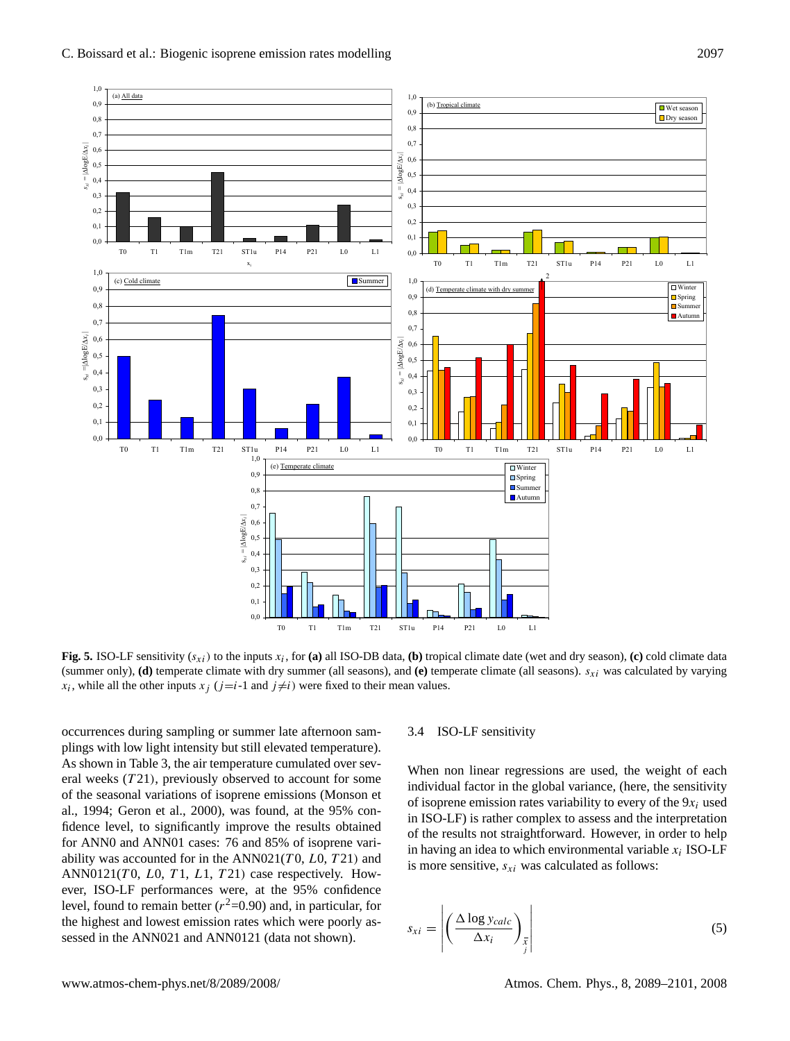Fig. 5. ISO-LF sensitivity ($s_{xi}$) to the inputs $x_i$, for **(a)** all ISO-DB data, **(b)** tropical climate date (wet and dry season), **(c)** cold climate data (summer only), **(d)** temperate climate with dry summer (all seasons), and **(e)** temperate climate (all seasons). $s_{xi}$ was calculated by varying $x_i$, while all the other inputs $x_j$ ($j$=$i$-1 and $j \neq i$) were fixed to their mean values.

occurrences during sampling or summer late afternoon samplings with low light intensity but still elevated temperature). As shown in Table 3, the air temperature cumulated over several weeks ($T21$), previously observed to account for some of the seasonal variations of isoprene emissions (Monson et al., 1994; Geron et al., 2000), was found, at the 95% confidence level, to significantly improve the results obtained for ANN0 and ANN01 cases: 76 and 85% of isoprene variability was accounted for in the ANN021($T0$, $L0$, $T21$) and ANN0121($T0$, $L0$, $T1$, $L1$, $T21$) case respectively. However, ISO-LF performances were, at the 95% confidence level, found to remain better ($r^2$=0.90) and, in particular, for the highest and lowest emission rates which were poorly assessed in the ANN021 and ANN0121 (data not shown).

### 3.4 ISO-LF sensitivity

When non linear regressions are used, the weight of each individual factor in the global variance, (here, the sensitivity of isoprene emission rates variability to every of the $9x_i$ used in ISO-LF) is rather complex to assess and the interpretation of the results not straightforward. However, in order to help in having an idea to which environmental variable $x_i$ ISO-LF is more sensitive, $s_{xi}$ was calculated as follows:

$$s_{xi} = \left| \left( \frac{\Delta \log y_{calc}}{\Delta x_i} \right)_{\bar{x}_j} \right| \tag{5}$$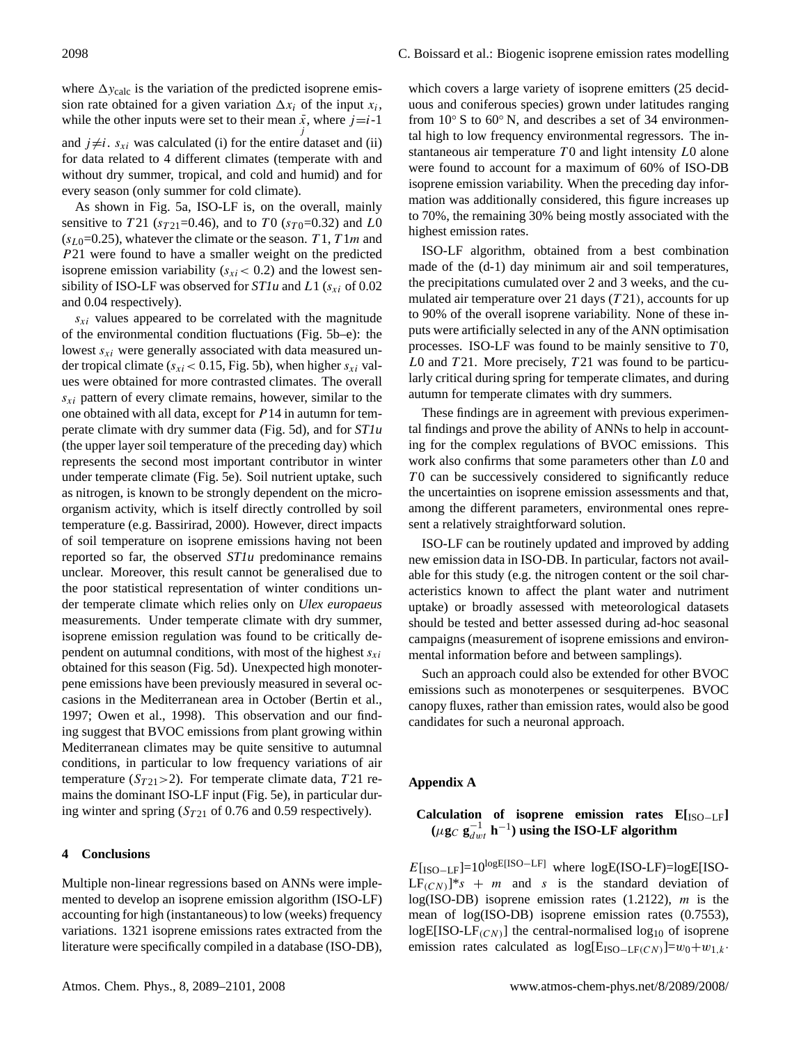where $\Delta y_{\text{calc}}$ is the variation of the predicted isoprene emission rate obtained for a given variation $\Delta x_i$ of the input $x_i$, while the other inputs were set to their mean $\bar{x}_j$, where $j$=$i$-1 and $j \neq i$. $s_{xi}$ was calculated (i) for the entire dataset and (ii) for data related to 4 different climates (temperate with and without dry summer, tropical, and cold and humid) and for every season (only summer for cold climate).

As shown in Fig. 5a, ISO-LF is, on the overall, mainly sensitive to $T21$ ($s_{T21}$=0.46), and to $T0$ ($s_{T0}$=0.32) and $L0$ ($s_{L0}$=0.25), whatever the climate or the season. $T1$, $T1m$ and $P21$ were found to have a smaller weight on the predicted isoprene emission variability ($s_{xi} < 0.2$) and the lowest sensibility of ISO-LF was observed for *ST1u* and $L1$ ($s_{xi}$ of 0.02 and 0.04 respectively).

$s_{xi}$ values appeared to be correlated with the magnitude of the environmental condition fluctuations (Fig. 5b–e): the lowest $s_{xi}$ were generally associated with data measured under tropical climate ($s_{xi} < 0.15$, Fig. 5b), when higher $s_{xi}$ values were obtained for more contrasted climates. The overall $s_{xi}$ pattern of every climate remains, however, similar to the one obtained with all data, except for $P14$ in autumn for temperate climate with dry summer data (Fig. 5d), and for *ST1u* (the upper layer soil temperature of the preceding day) which represents the second most important contributor in winter under temperate climate (Fig. 5e). Soil nutrient uptake, such as nitrogen, is known to be strongly dependent on the microorganism activity, which is itself directly controlled by soil temperature (e.g. Bassirirad, 2000). However, direct impacts of soil temperature on isoprene emissions having not been reported so far, the observed *ST1u* predominance remains unclear. Moreover, this result cannot be generalised due to the poor statistical representation of winter conditions under temperate climate which relies only on *Ulex europaeus* measurements. Under temperate climate with dry summer, isoprene emission regulation was found to be critically dependent on autumnal conditions, with most of the highest $s_{xi}$ obtained for this season (Fig. 5d). Unexpected high monoterpene emissions have been previously measured in several occasions in the Mediterranean area in October (Bertin et al., 1997; Owen et al., 1998). This observation and our finding suggest that BVOC emissions from plant growing within Mediterranean climates may be quite sensitive to autumnal conditions, in particular to low frequency variations of air temperature ($S_{T21}$>2). For temperate climate data, $T21$ remains the dominant ISO-LF input (Fig. 5e), in particular during winter and spring ($S_{T21}$ of 0.76 and 0.59 respectively).

## 4 Conclusions

Multiple non-linear regressions based on ANNs were implemented to develop an isoprene emission algorithm (ISO-LF) accounting for high (instantaneous) to low (weeks) frequency variations. 1321 isoprene emissions rates extracted from the literature were specifically compiled in a database (ISO-DB), which covers a large variety of isoprene emitters (25 deciduous and coniferous species) grown under latitudes ranging from 10° S to 60° N, and describes a set of 34 environmental high to low frequency environmental regressors. The instantaneous air temperature $T0$ and light intensity $L0$ alone were found to account for a maximum of 60% of ISO-DB isoprene emission variability. When the preceding day information was additionally considered, this figure increases up to 70%, the remaining 30% being mostly associated with the highest emission rates.

ISO-LF algorithm, obtained from a best combination made of the (d-1) day minimum air and soil temperatures, the precipitations cumulated over 2 and 3 weeks, and the cumulated air temperature over 21 days ($T21$), accounts for up to 90% of the overall isoprene variability. None of these inputs were artificially selected in any of the ANN optimisation processes. ISO-LF was found to be mainly sensitive to $T0$, $L0$ and $T21$. More precisely, $T21$ was found to be particularly critical during spring for temperate climates, and during autumn for temperate climates with dry summers.

These findings are in agreement with previous experimental findings and prove the ability of ANNs to help in accounting for the complex regulations of BVOC emissions. This work also confirms that some parameters other than $L0$ and $T0$ can be successively considered to significantly reduce the uncertainties on isoprene emission assessments and that, among the different parameters, environmental ones represent a relatively straightforward solution.

ISO-LF can be routinely updated and improved by adding new emission data in ISO-DB. In particular, factors not available for this study (e.g. the nitrogen content or the soil characteristics known to affect the plant water and nutriment uptake) or broadly assessed with meteorological datasets should be tested and better assessed during ad-hoc seasonal campaigns (measurement of isoprene emissions and environmental information before and between samplings).

Such an approach could also be extended for other BVOC emissions such as monoterpenes or sesquiterpenes. BVOC canopy fluxes, rather than emission rates, would also be good candidates for such a neuronal approach.

## Appendix A

### Calculation of isoprene emission rates E[$_{\text{ISO-LF}}$] ($\mu g_C\ g_{dwt}^{-1}\ h^{-1}$) using the ISO-LF algorithm

$E[_{\text{ISO-LF}}]=10^{\log E[\text{ISO-LF}]}$ where logE(ISO-LF)=logE[ISO-LF$_{(CN)}$]*$s$ + $m$ and $s$ is the standard deviation of log(ISO-DB) isoprene emission rates (1.2122), $m$ is the mean of log(ISO-DB) isoprene emission rates (0.7553), logE[ISO-LF$_{(CN)}$] the central-normalised $\log_{10}$ of isoprene emission rates calculated as $\log[E_{\text{ISO-LF}(CN)}]=w_0+w_{1,k}\cdot$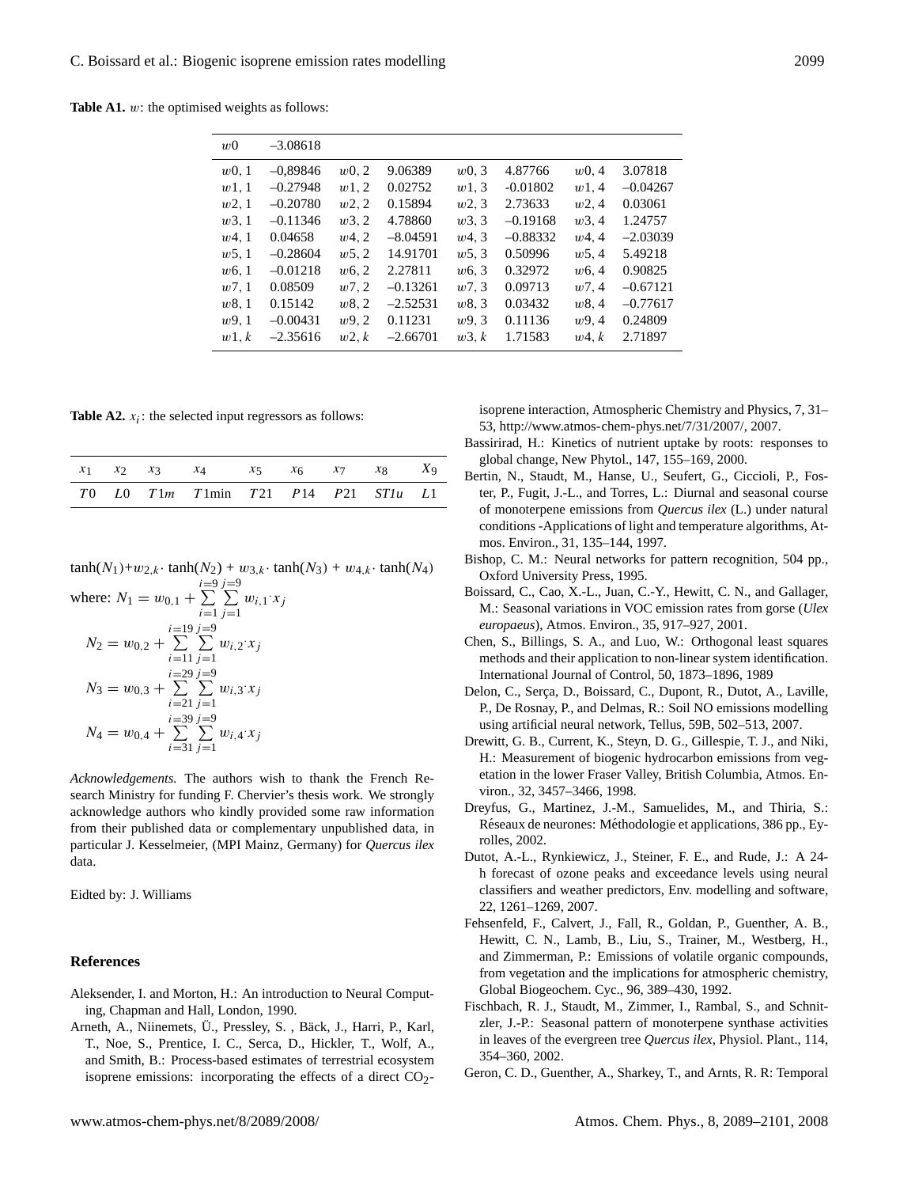**Table A1.** $w$: the optimised weights as follows:

| | | | | | | | |
|---|---|---|---|---|---|---|---|
| $w0$ | –3.08618 | | | | | | |
| $w0,1$ | –0,89846 | $w0,2$ | 9.06389 | $w0,3$ | 4.87766 | $w0,4$ | 3.07818 |
| $w1,1$ | –0.27948 | $w1,2$ | 0.02752 | $w1,3$ | -0.01802 | $w1,4$ | –0.04267 |
| $w2,1$ | –0.20780 | $w2,2$ | 0.15894 | $w2,3$ | 2.73633 | $w2,4$ | 0.03061 |
| $w3,1$ | –0.11346 | $w3,2$ | 4.78860 | $w3,3$ | –0.19168 | $w3,4$ | 1.24757 |
| $w4,1$ | 0.04658 | $w4,2$ | –8.04591 | $w4,3$ | –0.88332 | $w4,4$ | –2.03039 |
| $w5,1$ | –0.28604 | $w5,2$ | 14.91701 | $w5,3$ | 0.50996 | $w5,4$ | 5.49218 |
| $w6,1$ | –0.01218 | $w6,2$ | 2.27811 | $w6,3$ | 0.32972 | $w6,4$ | 0.90825 |
| $w7,1$ | 0.08509 | $w7,2$ | –0.13261 | $w7,3$ | 0.09713 | $w7,4$ | –0.67121 |
| $w8,1$ | 0.15142 | $w8,2$ | –2.52531 | $w8,3$ | 0.03432 | $w8,4$ | –0.77617 |
| $w9,1$ | –0.00431 | $w9,2$ | 0.11231 | $w9,3$ | 0.11136 | $w9,4$ | 0.24809 |
| $w1,k$ | –2.35616 | $w2,k$ | –2.66701 | $w3,k$ | 1.71583 | $w4,k$ | 2.71897 |

**Table A2.** $x_i$: the selected input regressors as follows:

| $x_1$ | $x_2$ | $x_3$ | $x_4$ | $x_5$ | $x_6$ | $x_7$ | $x_8$ | $X_9$ |
|---|---|---|---|---|---|---|---|---|
| $T0$ | $L0$ | $T1m$ | $T1$min | $T21$ | $P14$ | $P21$ | *ST1u* | $L1$ |

$\tanh(N_1)+w_{2,k}\cdot\tanh(N_2)+w_{3,k}\cdot\tanh(N_3)+w_{4,k}\cdot\tanh(N_4)$

where: $N_1 = w_{0,1} + \sum_{i=1}^{i=9}\sum_{j=1}^{j=9} w_{i,1}\cdot x_j$

$$N_2 = w_{0,2} + \sum_{i=11}^{i=19}\sum_{j=1}^{j=9} w_{i,2}\cdot x_j$$

$$N_3 = w_{0,3} + \sum_{i=21}^{i=29}\sum_{j=1}^{j=9} w_{i,3}\cdot x_j$$

$$N_4 = w_{0,4} + \sum_{i=31}^{i=39}\sum_{j=1}^{j=9} w_{i,4}\cdot x_j$$

*Acknowledgements.* The authors wish to thank the French Research Ministry for funding F. Chervier's thesis work. We strongly acknowledge authors who kindly provided some raw information from their published data or complementary unpublished data, in particular J. Kesselmeier, (MPI Mainz, Germany) for *Quercus ilex* data.

Eidted by: J. Williams

## References

Aleksender, I. and Morton, H.: An introduction to Neural Computing, Chapman and Hall, London, 1990.

Arneth, A., Niinemets, Ü., Pressley, S. , Bäck, J., Harri, P., Karl, T., Noe, S., Prentice, I. C., Serca, D., Hickler, T., Wolf, A., and Smith, B.: Process-based estimates of terrestrial ecosystem isoprene emissions: incorporating the effects of a direct $CO_2$-isoprene interaction, Atmospheric Chemistry and Physics, 7, 31–53, http://www.atmos-chem-phys.net/7/31/2007/, 2007.

Bassirirad, H.: Kinetics of nutrient uptake by roots: responses to global change, New Phytol., 147, 155–169, 2000.

Bertin, N., Staudt, M., Hanse, U., Seufert, G., Ciccioli, P., Foster, P., Fugit, J.-L., and Torres, L.: Diurnal and seasonal course of monoterpene emissions from *Quercus ilex* (L.) under natural conditions -Applications of light and temperature algorithms, Atmos. Environ., 31, 135–144, 1997.

Bishop, C. M.: Neural networks for pattern recognition, 504 pp., Oxford University Press, 1995.

Boissard, C., Cao, X.-L., Juan, C.-Y., Hewitt, C. N., and Gallager, M.: Seasonal variations in VOC emission rates from gorse (*Ulex europaeus*), Atmos. Environ., 35, 917–927, 2001.

Chen, S., Billings, S. A., and Luo, W.: Orthogonal least squares methods and their application to non-linear system identification. International Journal of Control, 50, 1873–1896, 1989

Delon, C., Serça, D., Boissard, C., Dupont, R., Dutot, A., Laville, P., De Rosnay, P., and Delmas, R.: Soil NO emissions modelling using artificial neural network, Tellus, 59B, 502–513, 2007.

Drewitt, G. B., Current, K., Steyn, D. G., Gillespie, T. J., and Niki, H.: Measurement of biogenic hydrocarbon emissions from vegetation in the lower Fraser Valley, British Columbia, Atmos. Environ., 32, 3457–3466, 1998.

Dreyfus, G., Martinez, J.-M., Samuelides, M., and Thiria, S.: Réseaux de neurones: Méthodologie et applications, 386 pp., Eyrolles, 2002.

Dutot, A.-L., Rynkiewicz, J., Steiner, F. E., and Rude, J.: A 24-h forecast of ozone peaks and exceedance levels using neural classifiers and weather predictors, Env. modelling and software, 22, 1261–1269, 2007.

Fehsenfeld, F., Calvert, J., Fall, R., Goldan, P., Guenther, A. B., Hewitt, C. N., Lamb, B., Liu, S., Trainer, M., Westberg, H., and Zimmerman, P.: Emissions of volatile organic compounds, from vegetation and the implications for atmospheric chemistry, Global Biogeochem. Cyc., 96, 389–430, 1992.

Fischbach, R. J., Staudt, M., Zimmer, I., Rambal, S., and Schnitzler, J.-P.: Seasonal pattern of monoterpene synthase activities in leaves of the evergreen tree *Quercus ilex*, Physiol. Plant., 114, 354–360, 2002.

Geron, C. D., Guenther, A., Sharkey, T., and Arnts, R. R: Temporal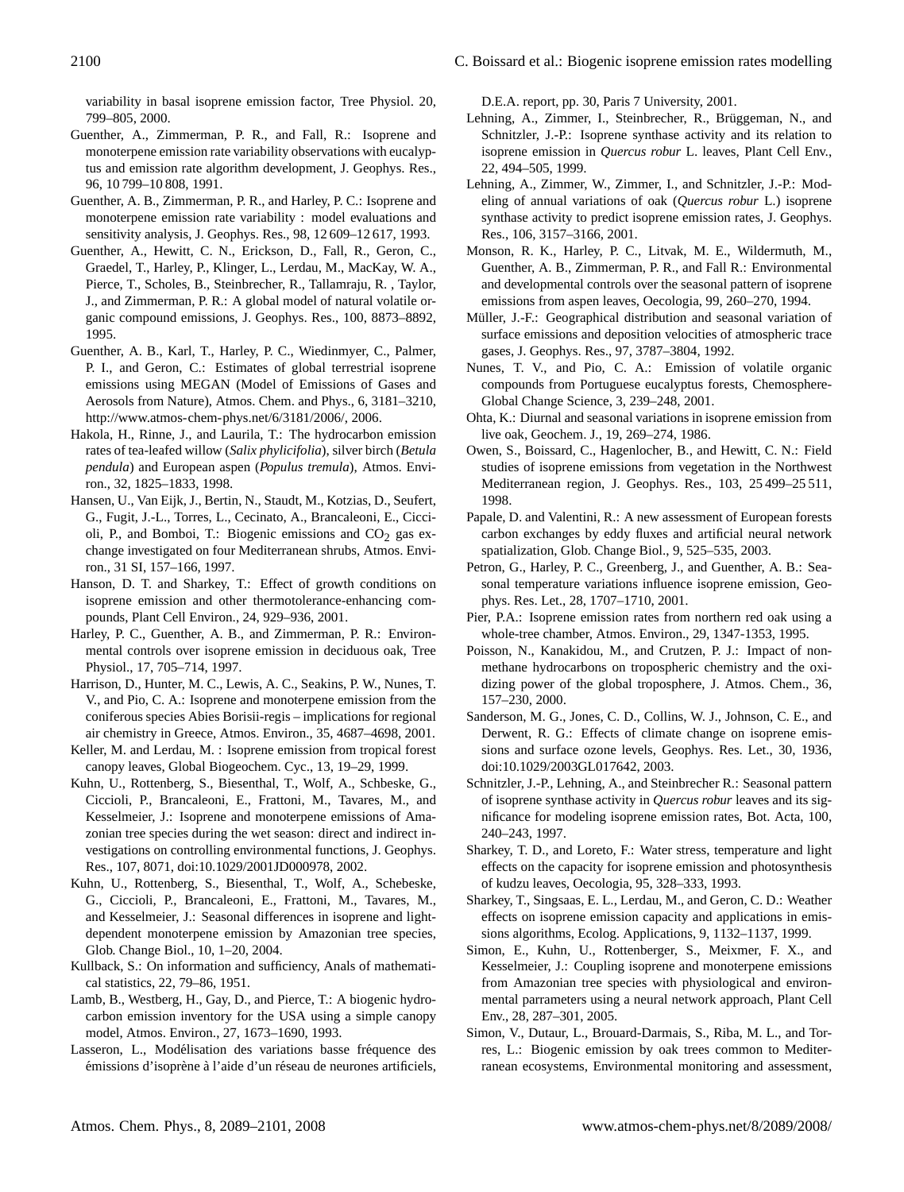variability in basal isoprene emission factor, Tree Physiol. 20, 799–805, 2000.

Guenther, A., Zimmerman, P. R., and Fall, R.: Isoprene and monoterpene emission rate variability observations with eucalyptus and emission rate algorithm development, J. Geophys. Res., 96, 10 799–10 808, 1991.

Guenther, A. B., Zimmerman, P. R., and Harley, P. C.: Isoprene and monoterpene emission rate variability : model evaluations and sensitivity analysis, J. Geophys. Res., 98, 12 609–12 617, 1993.

Guenther, A., Hewitt, C. N., Erickson, D., Fall, R., Geron, C., Graedel, T., Harley, P., Klinger, L., Lerdau, M., MacKay, W. A., Pierce, T., Scholes, B., Steinbrecher, R., Tallamraju, R. , Taylor, J., and Zimmerman, P. R.: A global model of natural volatile organic compound emissions, J. Geophys. Res., 100, 8873–8892, 1995.

Guenther, A. B., Karl, T., Harley, P. C., Wiedinmyer, C., Palmer, P. I., and Geron, C.: Estimates of global terrestrial isoprene emissions using MEGAN (Model of Emissions of Gases and Aerosols from Nature), Atmos. Chem. and Phys., 6, 3181–3210, http://www.atmos-chem-phys.net/6/3181/2006/, 2006.

Hakola, H., Rinne, J., and Laurila, T.: The hydrocarbon emission rates of tea-leafed willow (*Salix phylicifolia*), silver birch (*Betula pendula*) and European aspen (*Populus tremula*), Atmos. Environ., 32, 1825–1833, 1998.

Hansen, U., Van Eijk, J., Bertin, N., Staudt, M., Kotzias, D., Seufert, G., Fugit, J.-L., Torres, L., Cecinato, A., Brancaleoni, E., Ciccioli, P., and Bomboi, T.: Biogenic emissions and $CO_2$ gas exchange investigated on four Mediterranean shrubs, Atmos. Environ., 31 SI, 157–166, 1997.

Hanson, D. T. and Sharkey, T.: Effect of growth conditions on isoprene emission and other thermotolerance-enhancing compounds, Plant Cell Environ., 24, 929–936, 2001.

Harley, P. C., Guenther, A. B., and Zimmerman, P. R.: Environmental controls over isoprene emission in deciduous oak, Tree Physiol., 17, 705–714, 1997.

Harrison, D., Hunter, M. C., Lewis, A. C., Seakins, P. W., Nunes, T. V., and Pio, C. A.: Isoprene and monoterpene emission from the coniferous species Abies Borisii-regis – implications for regional air chemistry in Greece, Atmos. Environ., 35, 4687–4698, 2001.

Keller, M. and Lerdau, M. : Isoprene emission from tropical forest canopy leaves, Global Biogeochem. Cyc., 13, 19–29, 1999.

Kuhn, U., Rottenberg, S., Biesenthal, T., Wolf, A., Schbeske, G., Ciccioli, P., Brancaleoni, E., Frattoni, M., Tavares, M., and Kesselmeier, J.: Isoprene and monoterpene emissions of Amazonian tree species during the wet season: direct and indirect investigations on controlling environmental functions, J. Geophys. Res., 107, 8071, doi:10.1029/2001JD000978, 2002.

Kuhn, U., Rottenberg, S., Biesenthal, T., Wolf, A., Schebeske, G., Ciccioli, P., Brancaleoni, E., Frattoni, M., Tavares, M., and Kesselmeier, J.: Seasonal differences in isoprene and light-dependent monoterpene emission by Amazonian tree species, Glob. Change Biol., 10, 1–20, 2004.

Kullback, S.: On information and sufficiency, Anals of mathematical statistics, 22, 79–86, 1951.

Lamb, B., Westberg, H., Gay, D., and Pierce, T.: A biogenic hydrocarbon emission inventory for the USA using a simple canopy model, Atmos. Environ., 27, 1673–1690, 1993.

Lasseron, L., Modélisation des variations basse fréquence des émissions d'isoprène à l'aide d'un réseau de neurones artificiels, D.E.A. report, pp. 30, Paris 7 University, 2001.

Lehning, A., Zimmer, I., Steinbrecher, R., Brüggeman, N., and Schnitzler, J.-P.: Isoprene synthase activity and its relation to isoprene emission in *Quercus robur* L. leaves, Plant Cell Env., 22, 494–505, 1999.

Lehning, A., Zimmer, W., Zimmer, I., and Schnitzler, J.-P.: Modeling of annual variations of oak (*Quercus robur* L.) isoprene synthase activity to predict isoprene emission rates, J. Geophys. Res., 106, 3157–3166, 2001.

Monson, R. K., Harley, P. C., Litvak, M. E., Wildermuth, M., Guenther, A. B., Zimmerman, P. R., and Fall R.: Environmental and developmental controls over the seasonal pattern of isoprene emissions from aspen leaves, Oecologia, 99, 260–270, 1994.

Müller, J.-F.: Geographical distribution and seasonal variation of surface emissions and deposition velocities of atmospheric trace gases, J. Geophys. Res., 97, 3787–3804, 1992.

Nunes, T. V., and Pio, C. A.: Emission of volatile organic compounds from Portuguese eucalyptus forests, Chemosphere-Global Change Science, 3, 239–248, 2001.

Ohta, K.: Diurnal and seasonal variations in isoprene emission from live oak, Geochem. J., 19, 269–274, 1986.

Owen, S., Boissard, C., Hagenlocher, B., and Hewitt, C. N.: Field studies of isoprene emissions from vegetation in the Northwest Mediterranean region, J. Geophys. Res., 103, 25 499–25 511, 1998.

Papale, D. and Valentini, R.: A new assessment of European forests carbon exchanges by eddy fluxes and artificial neural network spatialization, Glob. Change Biol., 9, 525–535, 2003.

Petron, G., Harley, P. C., Greenberg, J., and Guenther, A. B.: Seasonal temperature variations influence isoprene emission, Geophys. Res. Let., 28, 1707–1710, 2001.

Pier, P.A.: Isoprene emission rates from northern red oak using a whole-tree chamber, Atmos. Environ., 29, 1347-1353, 1995.

Poisson, N., Kanakidou, M., and Crutzen, P. J.: Impact of non-methane hydrocarbons on tropospheric chemistry and the oxidizing power of the global troposphere, J. Atmos. Chem., 36, 157–230, 2000.

Sanderson, M. G., Jones, C. D., Collins, W. J., Johnson, C. E., and Derwent, R. G.: Effects of climate change on isoprene emissions and surface ozone levels, Geophys. Res. Let., 30, 1936, doi:10.1029/2003GL017642, 2003.

Schnitzler, J.-P., Lehning, A., and Steinbrecher R.: Seasonal pattern of isoprene synthase activity in *Quercus robur* leaves and its significance for modeling isoprene emission rates, Bot. Acta, 100, 240–243, 1997.

Sharkey, T. D., and Loreto, F.: Water stress, temperature and light effects on the capacity for isoprene emission and photosynthesis of kudzu leaves, Oecologia, 95, 328–333, 1993.

Sharkey, T., Singsaas, E. L., Lerdau, M., and Geron, C. D.: Weather effects on isoprene emission capacity and applications in emissions algorithms, Ecolog. Applications, 9, 1132–1137, 1999.

Simon, E., Kuhn, U., Rottenberger, S., Meixmer, F. X., and Kesselmeier, J.: Coupling isoprene and monoterpene emissions from Amazonian tree species with physiological and environmental parrameters using a neural network approach, Plant Cell Env., 28, 287–301, 2005.

Simon, V., Dutaur, L., Brouard-Darmais, S., Riba, M. L., and Torres, L.: Biogenic emission by oak trees common to Mediterranean ecosystems, Environmental monitoring and assessment,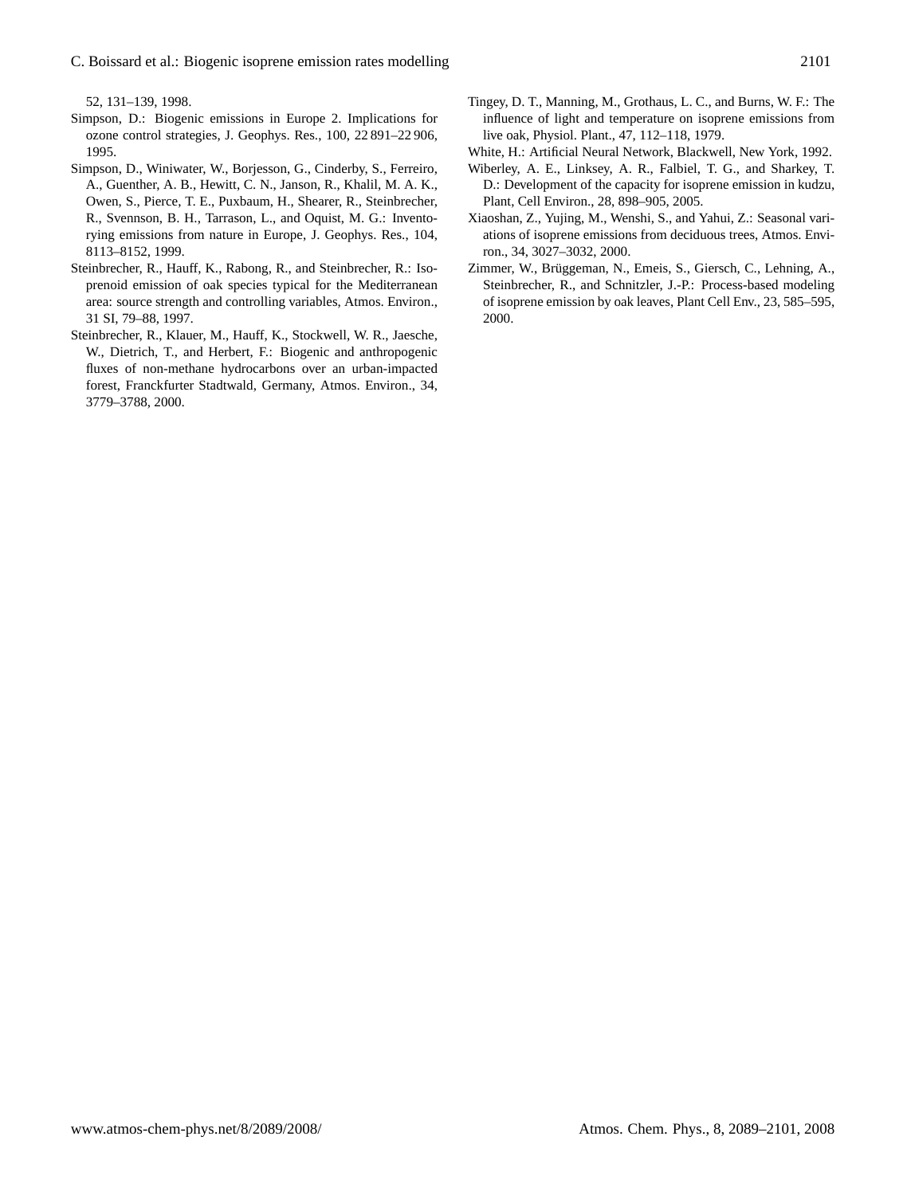52, 131–139, 1998.

Simpson, D.: Biogenic emissions in Europe 2. Implications for ozone control strategies, J. Geophys. Res., 100, 22 891–22 906, 1995.

Simpson, D., Winiwater, W., Borjesson, G., Cinderby, S., Ferreiro, A., Guenther, A. B., Hewitt, C. N., Janson, R., Khalil, M. A. K., Owen, S., Pierce, T. E., Puxbaum, H., Shearer, R., Steinbrecher, R., Svennson, B. H., Tarrason, L., and Oquist, M. G.: Inventorying emissions from nature in Europe, J. Geophys. Res., 104, 8113–8152, 1999.

Steinbrecher, R., Hauff, K., Rabong, R., and Steinbrecher, R.: Isoprenoid emission of oak species typical for the Mediterranean area: source strength and controlling variables, Atmos. Environ., 31 SI, 79–88, 1997.

Steinbrecher, R., Klauer, M., Hauff, K., Stockwell, W. R., Jaesche, W., Dietrich, T., and Herbert, F.: Biogenic and anthropogenic fluxes of non-methane hydrocarbons over an urban-impacted forest, Franckfurter Stadtwald, Germany, Atmos. Environ., 34, 3779–3788, 2000.

Tingey, D. T., Manning, M., Grothaus, L. C., and Burns, W. F.: The influence of light and temperature on isoprene emissions from live oak, Physiol. Plant., 47, 112–118, 1979.

White, H.: Artificial Neural Network, Blackwell, New York, 1992.

Wiberley, A. E., Linksey, A. R., Falbiel, T. G., and Sharkey, T. D.: Development of the capacity for isoprene emission in kudzu, Plant, Cell Environ., 28, 898–905, 2005.

Xiaoshan, Z., Yujing, M., Wenshi, S., and Yahui, Z.: Seasonal variations of isoprene emissions from deciduous trees, Atmos. Environ., 34, 3027–3032, 2000.

Zimmer, W., Brüggeman, N., Emeis, S., Giersch, C., Lehning, A., Steinbrecher, R., and Schnitzler, J.-P.: Process-based modeling of isoprene emission by oak leaves, Plant Cell Env., 23, 585–595, 2000.